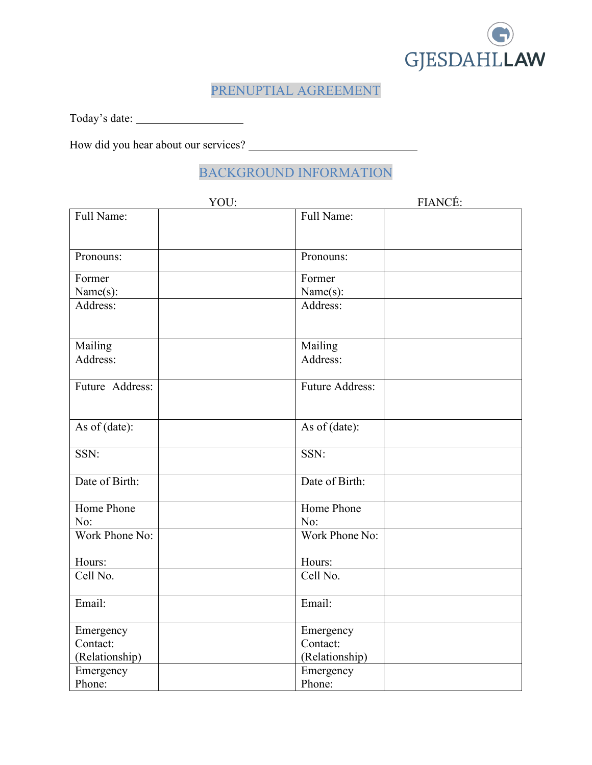GJESDAHLLAW

# PRENUPTIAL AGREEMENT

Today's date: ___________________

How did you hear about our services? ______________________________

## BACKGROUND INFORMATION

| YOU: | | FIANCÉ: | |
|---|---|---|---|
| Full Name: | | Full Name: | |
| Pronouns: | | Pronouns: | |
| Former Name(s): | | Former Name(s): | |
| Address: | | Address: | |
| Mailing Address: | | Mailing Address: | |
| Future Address: | | Future Address: | |
| As of (date): | | As of (date): | |
| SSN: | | SSN: | |
| Date of Birth: | | Date of Birth: | |
| Home Phone No: | | Home Phone No: | |
| Work Phone No: Hours: | | Work Phone No: Hours: | |
| Cell No. | | Cell No. | |
| Email: | | Email: | |
| Emergency Contact: (Relationship) | | Emergency Contact: (Relationship) | |
| Emergency Phone: | | Emergency Phone: | |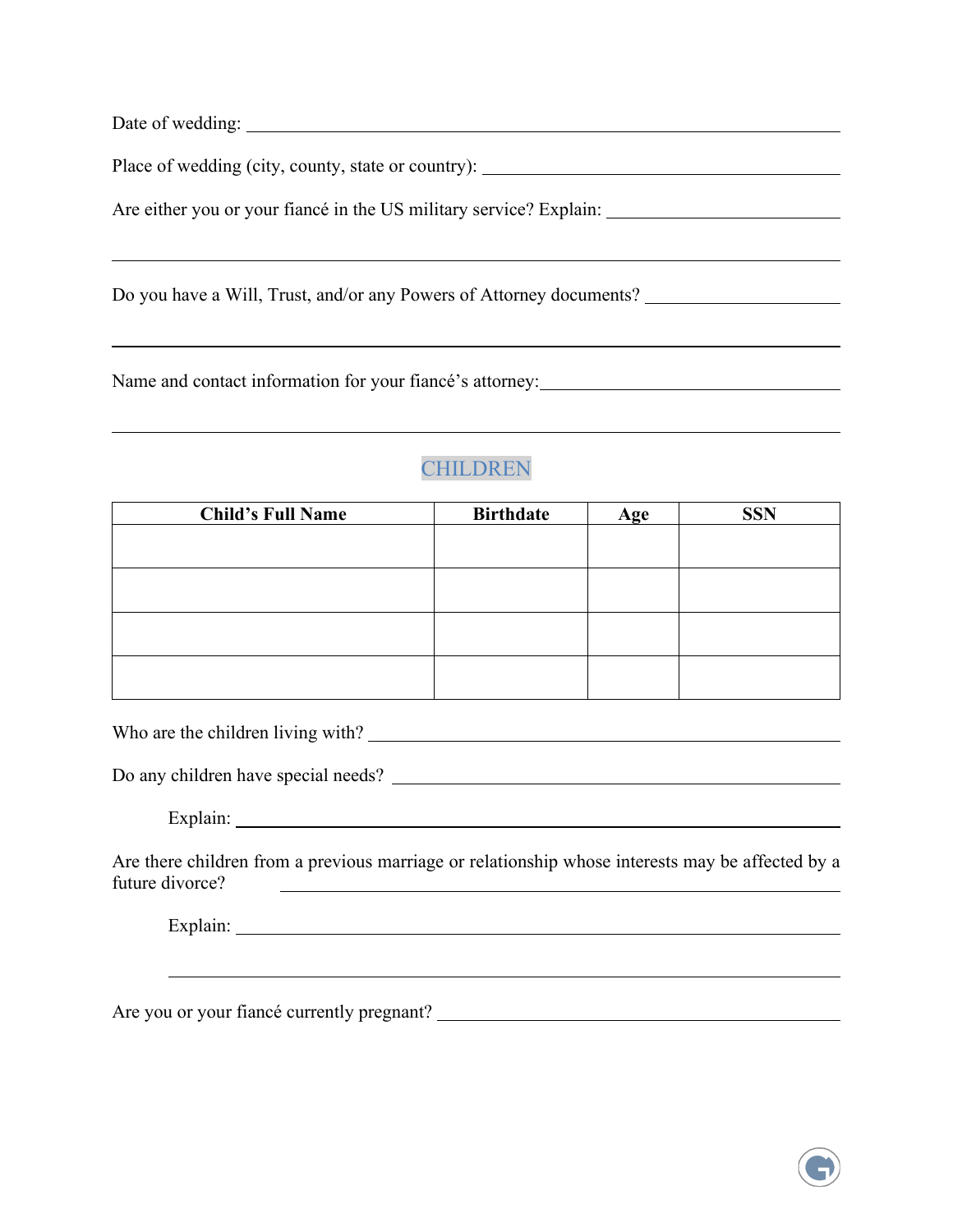Date of wedding: ______________________________________________________________

Place of wedding (city, county, state or country): _______________________________

Are either you or your fiancé in the US military service? Explain: ___________________

______________________________________________________________________________

Do you have a Will, Trust, and/or any Powers of Attorney documents? _______________

______________________________________________________________________________

Name and contact information for your fiancé's attorney:___________________________

______________________________________________________________________________

## CHILDREN

| Child's Full Name | Birthdate | Age | SSN |
|---|---|---|---|
| | | | |
| | | | |
| | | | |
| | | | |

Who are the children living with? _________________________________________________

Do any children have special needs? _______________________________________________

Explain: ___________________________________________________________________

Are there children from a previous marriage or relationship whose interests may be affected by a future divorce? ______________________________________________________________

Explain: ___________________________________________________________________

______________________________________________________________________________

Are you or your fiancé currently pregnant? ___________________________________________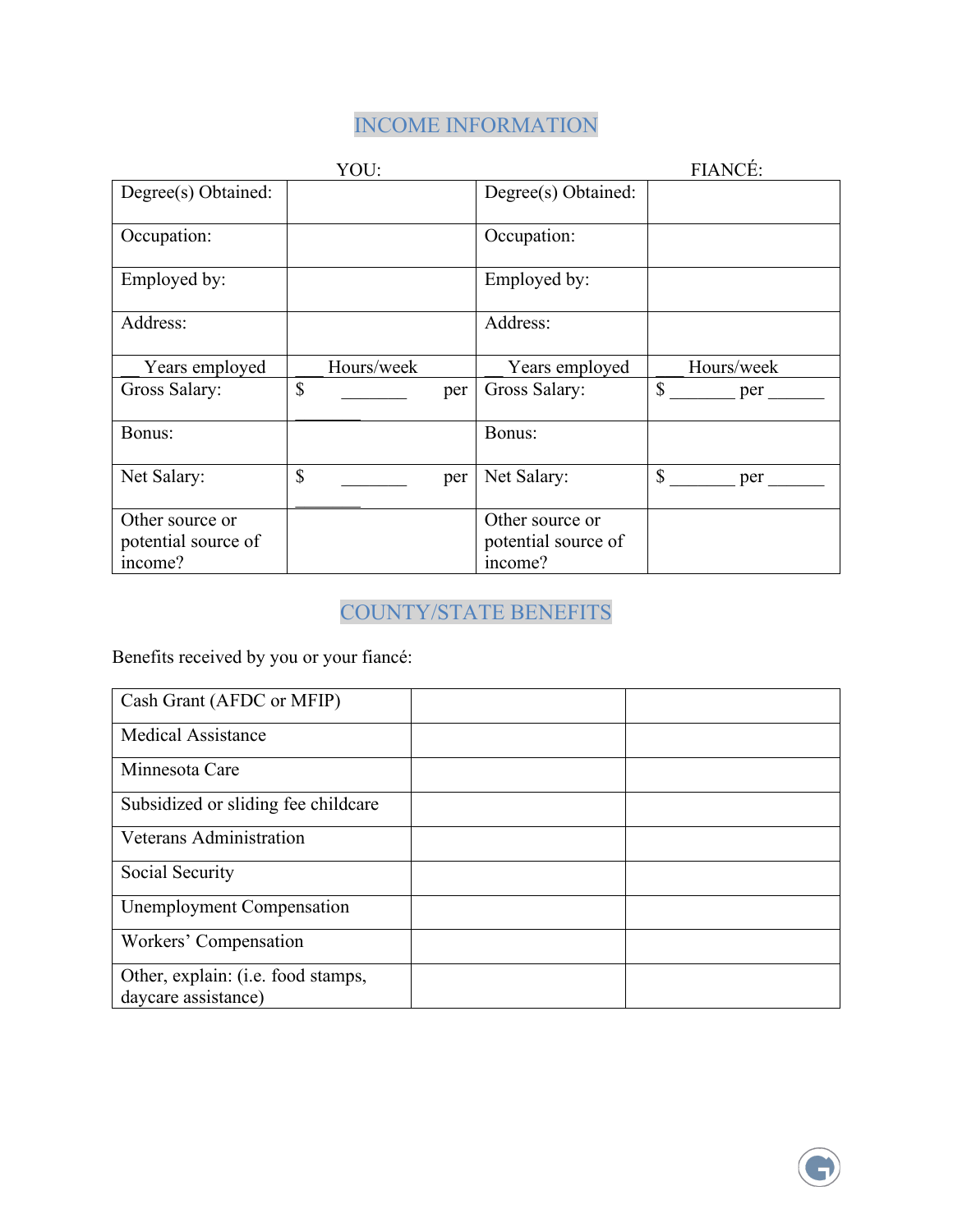## INCOME INFORMATION

| YOU: | | FIANCÉ: | |
|---|---|---|---|
| Degree(s) Obtained: | | Degree(s) Obtained: | |
| Occupation: | | Occupation: | |
| Employed by: | | Employed by: | |
| Address: | | Address: | |
| __ Years employed | ___ Hours/week | __ Years employed | ___ Hours/week |
| Gross Salary: | $ _______ per _______ | Gross Salary: | $ _______ per ______ |
| Bonus: | | Bonus: | |
| Net Salary: | $ _______ per _______ | Net Salary: | $ _______ per ______ |
| Other source or potential source of income? | | Other source or potential source of income? | |

## COUNTY/STATE BENEFITS

Benefits received by you or your fiancé:

| | | |
|---|---|---|
| Cash Grant (AFDC or MFIP) | | |
| Medical Assistance | | |
| Minnesota Care | | |
| Subsidized or sliding fee childcare | | |
| Veterans Administration | | |
| Social Security | | |
| Unemployment Compensation | | |
| Workers' Compensation | | |
| Other, explain: (i.e. food stamps, daycare assistance) | | |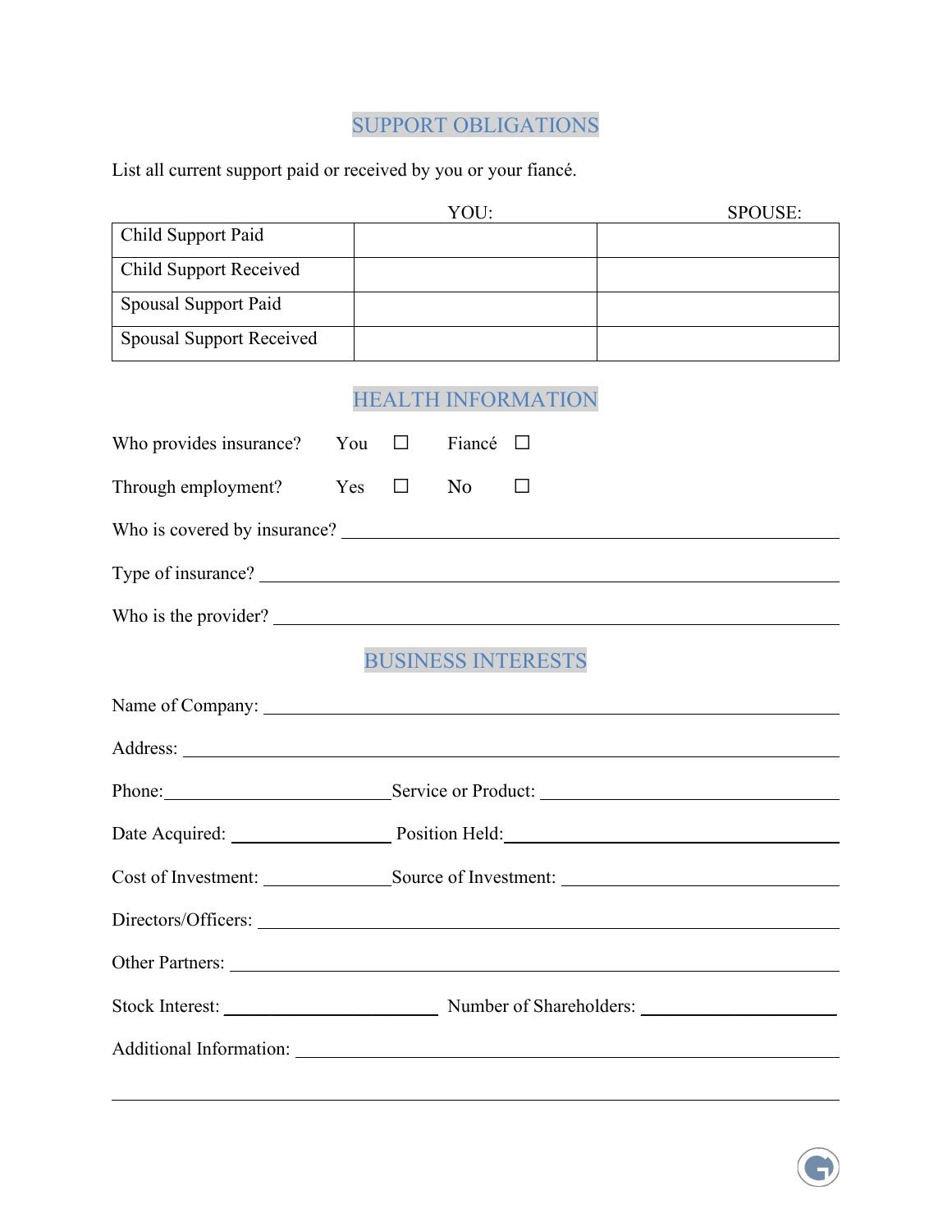## SUPPORT OBLIGATIONS

List all current support paid or received by you or your fiancé.

| | YOU: | SPOUSE: |
|---|---|---|
| Child Support Paid | | |
| Child Support Received | | |
| Spousal Support Paid | | |
| Spousal Support Received | | |

## HEALTH INFORMATION

Who provides insurance? You ☐ Fiancé ☐

Through employment? Yes ☐ No ☐

Who is covered by insurance? ______________________________

Type of insurance? ______________________________

Who is the provider? ______________________________

## BUSINESS INTERESTS

Name of Company: ______________________________

Address: ______________________________

Phone: ______________ Service or Product: ______________

Date Acquired: ______________ Position Held: ______________

Cost of Investment: ______________ Source of Investment: ______________

Directors/Officers: ______________________________

Other Partners: ______________________________

Stock Interest: ______________ Number of Shareholders: ______________

Additional Information: ______________________________

______________________________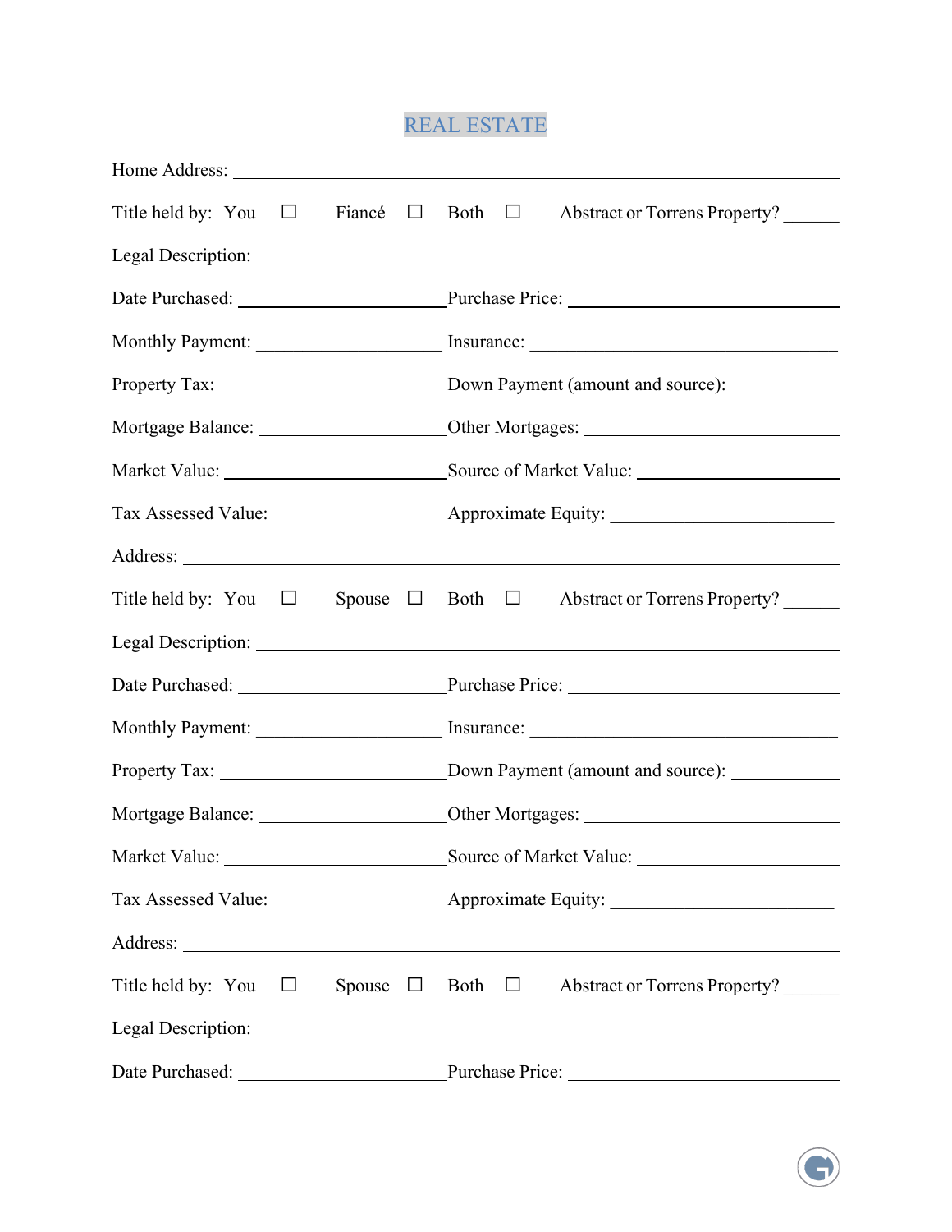# REAL ESTATE

Home Address: ______________________________________________

Title held by: You ☐ Fiancé ☐ Both ☐ Abstract or Torrens Property? ______

Legal Description: ______________________________________________

Date Purchased: ____________________ Purchase Price: ____________________

Monthly Payment: ____________________ Insurance: ____________________

Property Tax: ____________________ Down Payment (amount and source): ____________

Mortgage Balance: ____________________ Other Mortgages: ____________________

Market Value: ____________________ Source of Market Value: ____________________

Tax Assessed Value: ____________________ Approximate Equity: ____________________

Address: ______________________________________________

Title held by: You ☐ Spouse ☐ Both ☐ Abstract or Torrens Property? ______

Legal Description: ______________________________________________

Date Purchased: ____________________ Purchase Price: ____________________

Monthly Payment: ____________________ Insurance: ____________________

Property Tax: ____________________ Down Payment (amount and source): ____________

Mortgage Balance: ____________________ Other Mortgages: ____________________

Market Value: ____________________ Source of Market Value: ____________________

Tax Assessed Value: ____________________ Approximate Equity: ____________________

Address: ______________________________________________

Title held by: You ☐ Spouse ☐ Both ☐ Abstract or Torrens Property? ______

Legal Description: ______________________________________________

Date Purchased: ____________________ Purchase Price: ____________________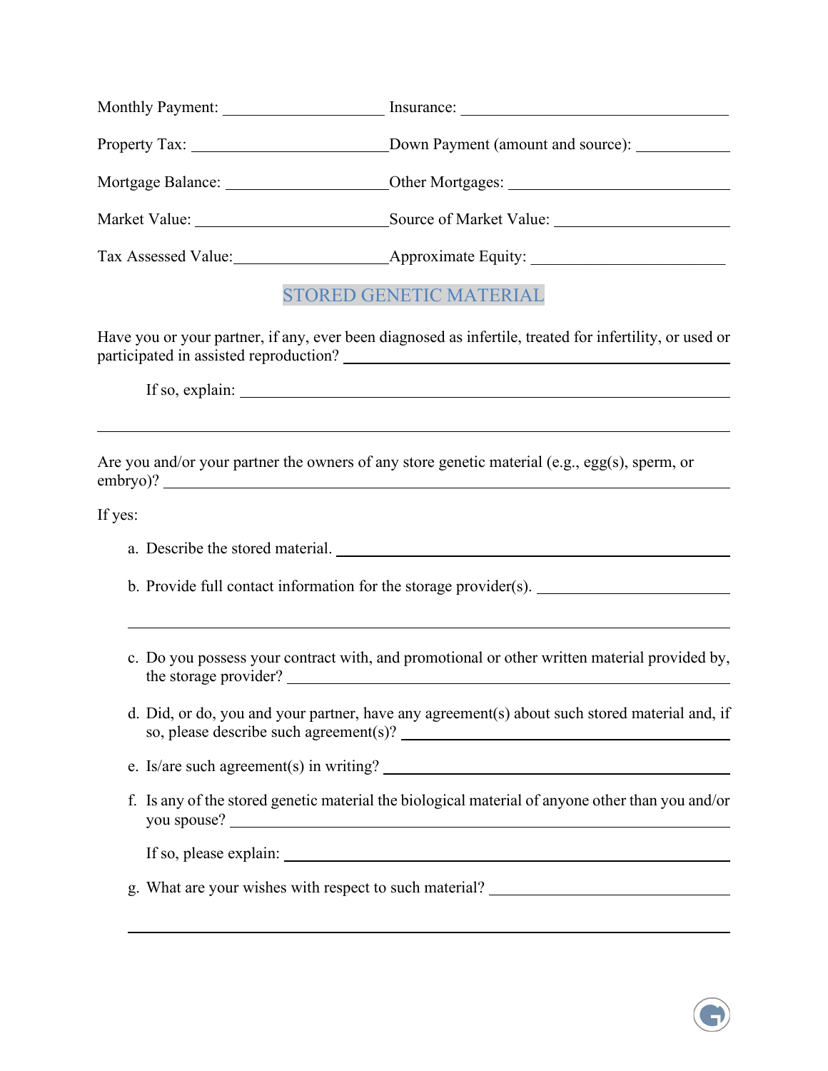Monthly Payment: ____________________ Insurance: ________________________________

Property Tax: ________________________ Down Payment (amount and source): ___________

Mortgage Balance: ___________________ Other Mortgages: ___________________________

Market Value: _______________________ Source of Market Value: _____________________

Tax Assessed Value: __________________ Approximate Equity: ________________________

## STORED GENETIC MATERIAL

Have you or your partner, if any, ever been diagnosed as infertile, treated for infertility, or used or participated in assisted reproduction? ________________________________________

If so, explain: ________________________________________________________________

________________________________________________________________________________

Are you and/or your partner the owners of any store genetic material (e.g., egg(s), sperm, or embryo)? ________________________________________________________________________

If yes:

a. Describe the stored material. ______________________________________________

b. Provide full contact information for the storage provider(s). ________________________

________________________________________________________________________________

c. Do you possess your contract with, and promotional or other written material provided by, the storage provider? ____________________________________________________________

d. Did, or do, you and your partner, have any agreement(s) about such stored material and, if so, please describe such agreement(s)? ______________________________________

e. Is/are such agreement(s) in writing? _________________________________________

f. Is any of the stored genetic material the biological material of anyone other than you and/or you spouse? ______________________________________________________________

If so, please explain: ____________________________________________________

g. What are your wishes with respect to such material? ____________________________

________________________________________________________________________________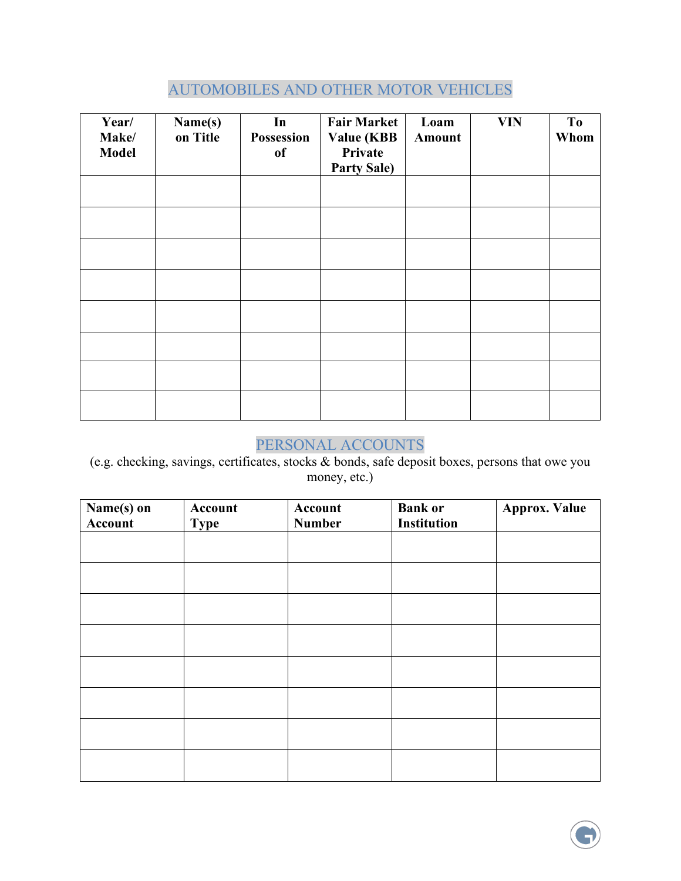## AUTOMOBILES AND OTHER MOTOR VEHICLES

| Year/ Make/ Model | Name(s) on Title | In Possession of | Fair Market Value (KBB Private Party Sale) | Loam Amount | VIN | To Whom |
|---|---|---|---|---|---|---|
| | | | | | | |
| | | | | | | |
| | | | | | | |
| | | | | | | |
| | | | | | | |
| | | | | | | |
| | | | | | | |
| | | | | | | |

## PERSONAL ACCOUNTS

(e.g. checking, savings, certificates, stocks & bonds, safe deposit boxes, persons that owe you money, etc.)

| Name(s) on Account | Account Type | Account Number | Bank or Institution | Approx. Value |
|---|---|---|---|---|
| | | | | |
| | | | | |
| | | | | |
| | | | | |
| | | | | |
| | | | | |
| | | | | |
| | | | | |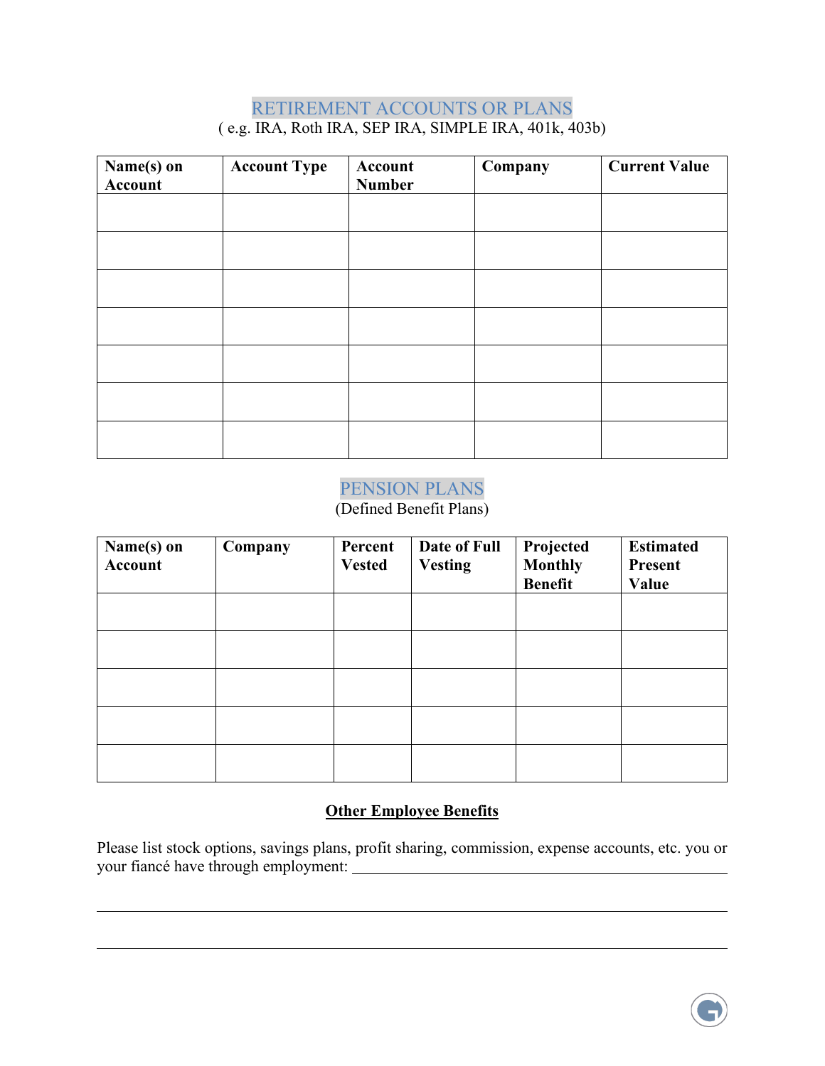## RETIREMENT ACCOUNTS OR PLANS

( e.g. IRA, Roth IRA, SEP IRA, SIMPLE IRA, 401k, 403b)

| Name(s) on Account | Account Type | Account Number | Company | Current Value |
|---|---|---|---|---|
| | | | | |
| | | | | |
| | | | | |
| | | | | |
| | | | | |
| | | | | |
| | | | | |

## PENSION PLANS

(Defined Benefit Plans)

| Name(s) on Account | Company | Percent Vested | Date of Full Vesting | Projected Monthly Benefit | Estimated Present Value |
|---|---|---|---|---|---|
| | | | | | |
| | | | | | |
| | | | | | |
| | | | | | |
| | | | | | |

**Other Employee Benefits**

Please list stock options, savings plans, profit sharing, commission, expense accounts, etc. you or your fiancé have through employment: ______________________________________________

______________________________________________________________________________

______________________________________________________________________________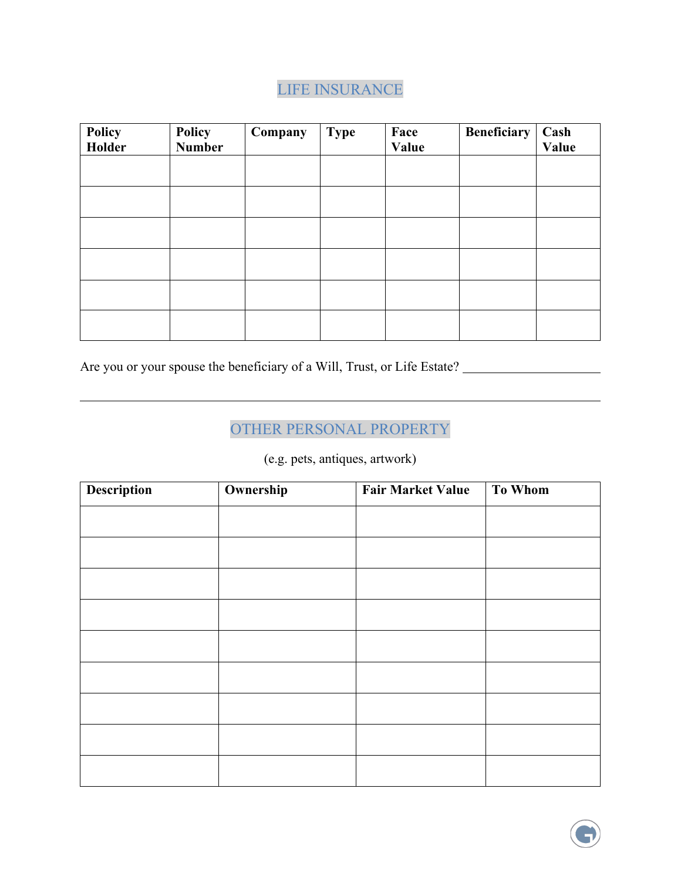## LIFE INSURANCE

| Policy Holder | Policy Number | Company | Type | Face Value | Beneficiary | Cash Value |
|---|---|---|---|---|---|---|
| | | | | | | |
| | | | | | | |
| | | | | | | |
| | | | | | | |
| | | | | | | |
| | | | | | | |

Are you or your spouse the beneficiary of a Will, Trust, or Life Estate? ______________________

_______________________________________________________________________________

## OTHER PERSONAL PROPERTY

(e.g. pets, antiques, artwork)

| Description | Ownership | Fair Market Value | To Whom |
|---|---|---|---|
| | | | |
| | | | |
| | | | |
| | | | |
| | | | |
| | | | |
| | | | |
| | | | |
| | | | |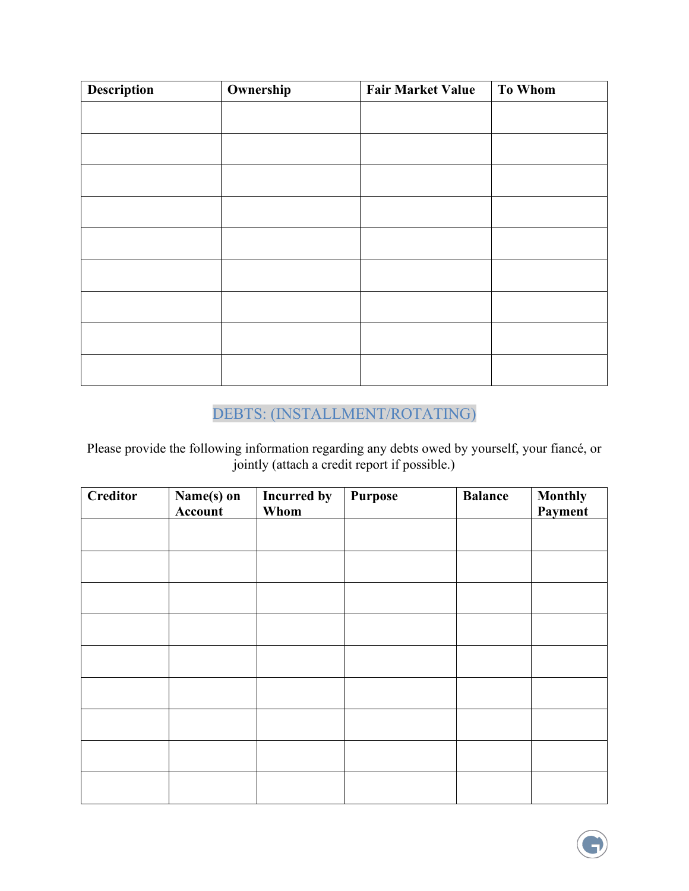| Description | Ownership | Fair Market Value | To Whom |
| --- | --- | --- | --- |
| | | | |
| | | | |
| | | | |
| | | | |
| | | | |
| | | | |
| | | | |
| | | | |
| | | | |

## DEBTS: (INSTALLMENT/ROTATING)

Please provide the following information regarding any debts owed by yourself, your fiancé, or jointly (attach a credit report if possible.)

| Creditor | Name(s) on Account | Incurred by Whom | Purpose | Balance | Monthly Payment |
| --- | --- | --- | --- | --- | --- |
| | | | | | |
| | | | | | |
| | | | | | |
| | | | | | |
| | | | | | |
| | | | | | |
| | | | | | |
| | | | | | |
| | | | | | |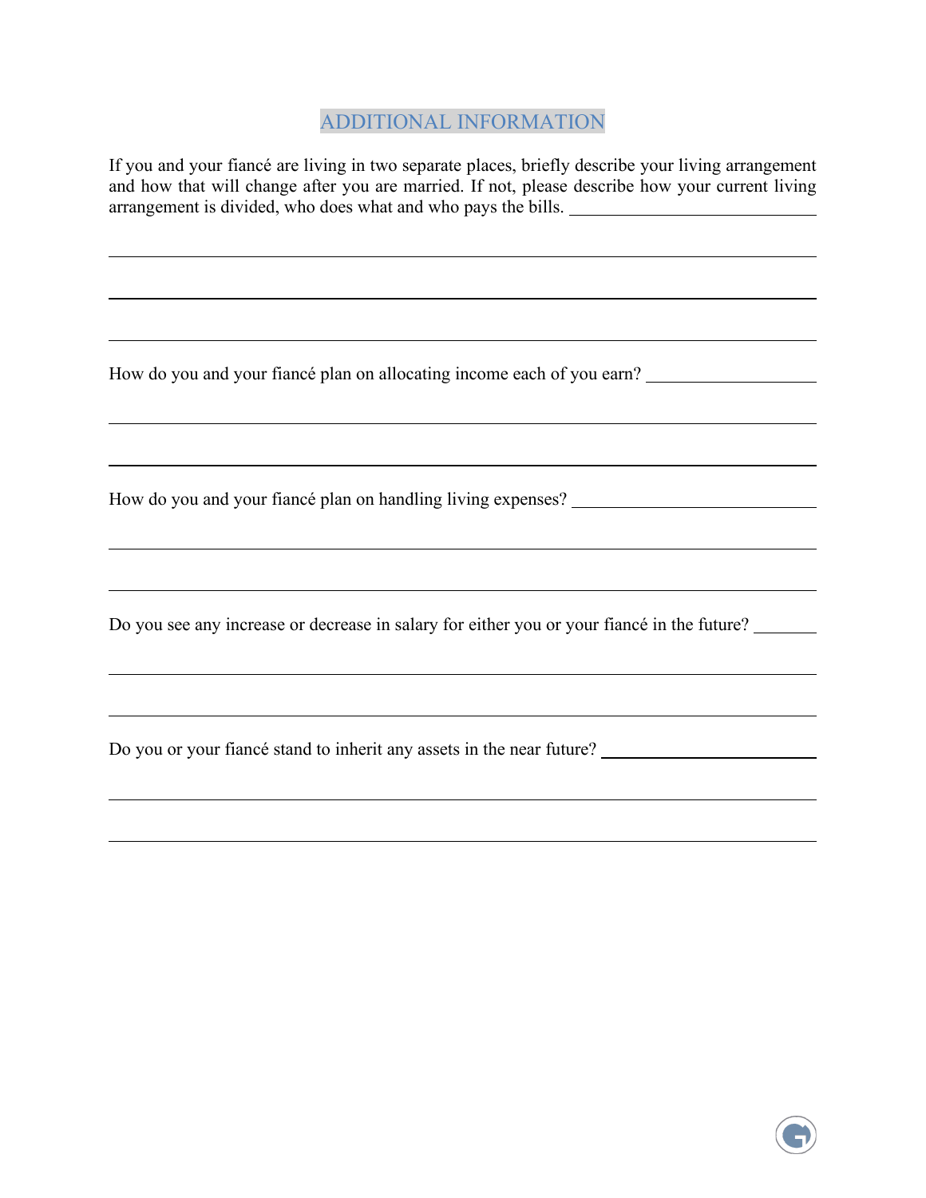## ADDITIONAL INFORMATION

If you and your fiancé are living in two separate places, briefly describe your living arrangement and how that will change after you are married. If not, please describe how your current living arrangement is divided, who does what and who pays the bills. ____________________________

_______________________________________________________________________________

_______________________________________________________________________________

_______________________________________________________________________________

How do you and your fiancé plan on allocating income each of you earn? ____________________

_______________________________________________________________________________

_______________________________________________________________________________

How do you and your fiancé plan on handling living expenses? ____________________________

_______________________________________________________________________________

_______________________________________________________________________________

Do you see any increase or decrease in salary for either you or your fiancé in the future? _______

_______________________________________________________________________________

_______________________________________________________________________________

Do you or your fiancé stand to inherit any assets in the near future? _________________________

_______________________________________________________________________________

_______________________________________________________________________________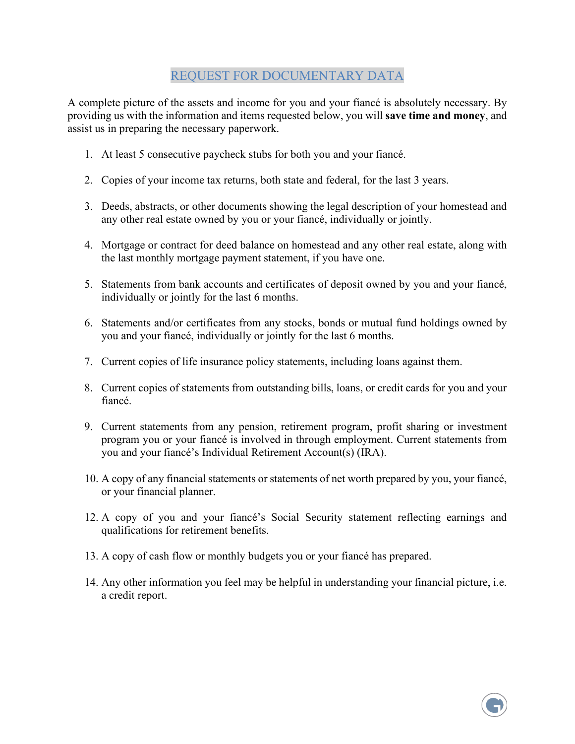# REQUEST FOR DOCUMENTARY DATA

A complete picture of the assets and income for you and your fiancé is absolutely necessary. By providing us with the information and items requested below, you will **save time and money**, and assist us in preparing the necessary paperwork.

1. At least 5 consecutive paycheck stubs for both you and your fiancé.

2. Copies of your income tax returns, both state and federal, for the last 3 years.

3. Deeds, abstracts, or other documents showing the legal description of your homestead and any other real estate owned by you or your fiancé, individually or jointly.

4. Mortgage or contract for deed balance on homestead and any other real estate, along with the last monthly mortgage payment statement, if you have one.

5. Statements from bank accounts and certificates of deposit owned by you and your fiancé, individually or jointly for the last 6 months.

6. Statements and/or certificates from any stocks, bonds or mutual fund holdings owned by you and your fiancé, individually or jointly for the last 6 months.

7. Current copies of life insurance policy statements, including loans against them.

8. Current copies of statements from outstanding bills, loans, or credit cards for you and your fiancé.

9. Current statements from any pension, retirement program, profit sharing or investment program you or your fiancé is involved in through employment. Current statements from you and your fiancé's Individual Retirement Account(s) (IRA).

10. A copy of any financial statements or statements of net worth prepared by you, your fiancé, or your financial planner.

12. A copy of you and your fiancé's Social Security statement reflecting earnings and qualifications for retirement benefits.

13. A copy of cash flow or monthly budgets you or your fiancé has prepared.

14. Any other information you feel may be helpful in understanding your financial picture, i.e. a credit report.